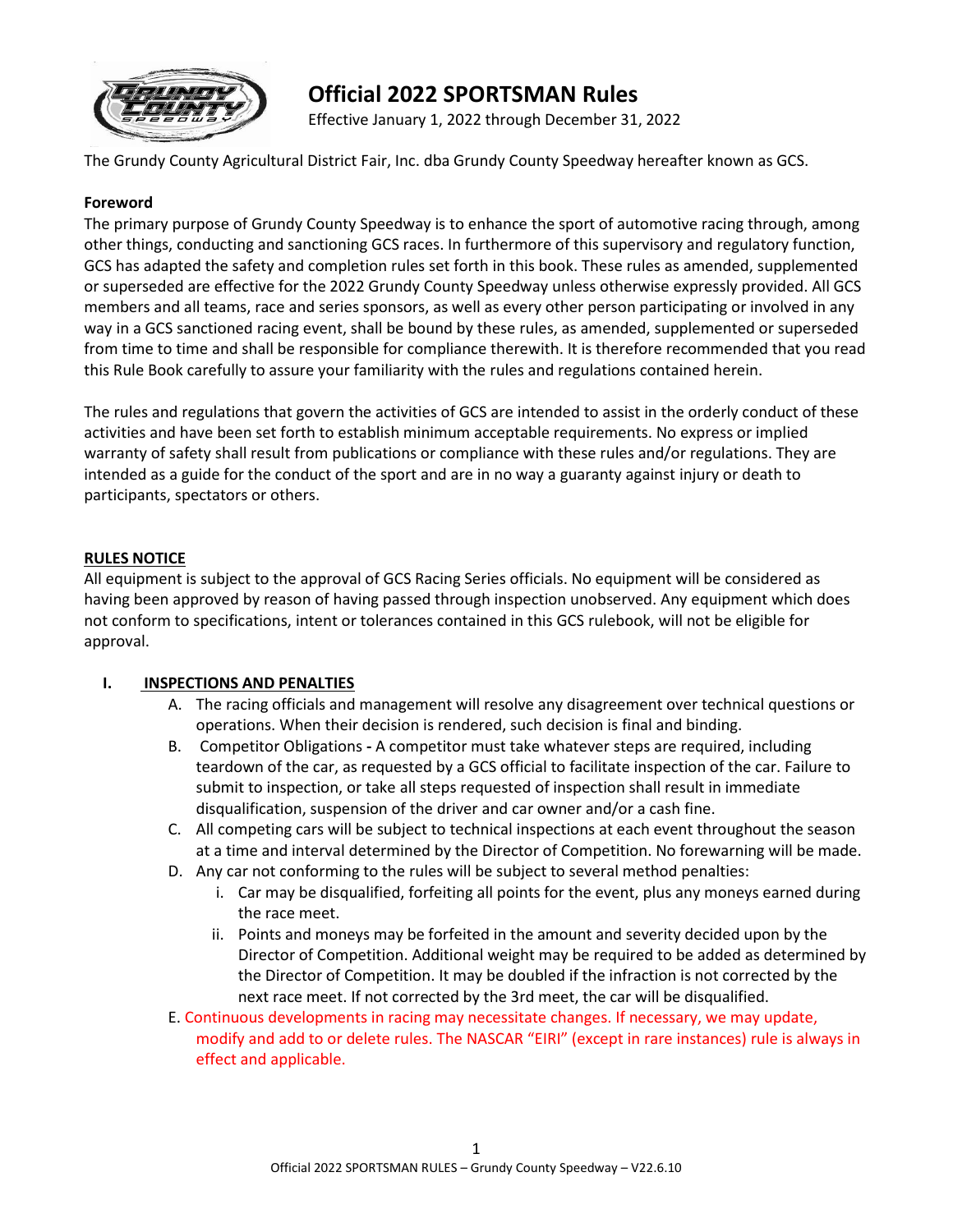# Official 2022 SPORTSMAN Rules

Effective January 1, 2022 through December 31, 2022

The Grundy County Agricultural District Fair, Inc. dba Grundy County Speedway hereafter known as GCS.

**Foreword**

The primary purpose of Grundy County Speedway is to enhance the sport of automotive racing through, among other things, conducting and sanctioning GCS races. In furthermore of this supervisory and regulatory function, GCS has adapted the safety and completion rules set forth in this book. These rules as amended, supplemented or superseded are effective for the 2022 Grundy County Speedway unless otherwise expressly provided. All GCS members and all teams, race and series sponsors, as well as every other person participating or involved in any way in a GCS sanctioned racing event, shall be bound by these rules, as amended, supplemented or superseded from time to time and shall be responsible for compliance therewith. It is therefore recommended that you read this Rule Book carefully to assure your familiarity with the rules and regulations contained herein.

The rules and regulations that govern the activities of GCS are intended to assist in the orderly conduct of these activities and have been set forth to establish minimum acceptable requirements. No express or implied warranty of safety shall result from publications or compliance with these rules and/or regulations. They are intended as a guide for the conduct of the sport and are in no way a guaranty against injury or death to participants, spectators or others.

## RULES NOTICE

All equipment is subject to the approval of GCS Racing Series officials. No equipment will be considered as having been approved by reason of having passed through inspection unobserved. Any equipment which does not conform to specifications, intent or tolerances contained in this GCS rulebook, will not be eligible for approval.

## I. INSPECTIONS AND PENALTIES

A. The racing officials and management will resolve any disagreement over technical questions or operations. When their decision is rendered, such decision is final and binding.

B. Competitor Obligations **-** A competitor must take whatever steps are required, including teardown of the car, as requested by a GCS official to facilitate inspection of the car. Failure to submit to inspection, or take all steps requested of inspection shall result in immediate disqualification, suspension of the driver and car owner and/or a cash fine.

C. All competing cars will be subject to technical inspections at each event throughout the season at a time and interval determined by the Director of Competition. No forewarning will be made.

D. Any car not conforming to the rules will be subject to several method penalties:

   i. Car may be disqualified, forfeiting all points for the event, plus any moneys earned during the race meet.

   ii. Points and moneys may be forfeited in the amount and severity decided upon by the Director of Competition. Additional weight may be required to be added as determined by the Director of Competition. It may be doubled if the infraction is not corrected by the next race meet. If not corrected by the 3rd meet, the car will be disqualified.

E. Continuous developments in racing may necessitate changes. If necessary, we may update, modify and add to or delete rules. The NASCAR "EIRI" (except in rare instances) rule is always in effect and applicable.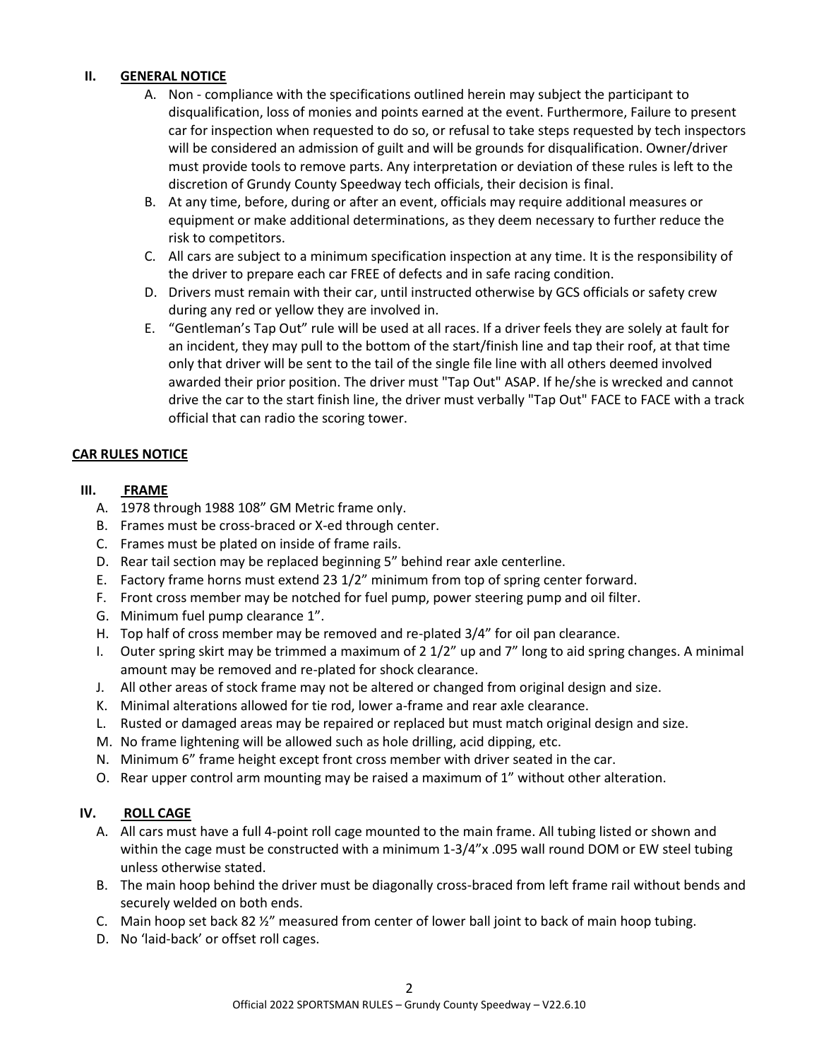## II. GENERAL NOTICE

A. Non - compliance with the specifications outlined herein may subject the participant to disqualification, loss of monies and points earned at the event. Furthermore, Failure to present car for inspection when requested to do so, or refusal to take steps requested by tech inspectors will be considered an admission of guilt and will be grounds for disqualification. Owner/driver must provide tools to remove parts. Any interpretation or deviation of these rules is left to the discretion of Grundy County Speedway tech officials, their decision is final.

B. At any time, before, during or after an event, officials may require additional measures or equipment or make additional determinations, as they deem necessary to further reduce the risk to competitors.

C. All cars are subject to a minimum specification inspection at any time. It is the responsibility of the driver to prepare each car FREE of defects and in safe racing condition.

D. Drivers must remain with their car, until instructed otherwise by GCS officials or safety crew during any red or yellow they are involved in.

E. "Gentleman's Tap Out" rule will be used at all races. If a driver feels they are solely at fault for an incident, they may pull to the bottom of the start/finish line and tap their roof, at that time only that driver will be sent to the tail of the single file line with all others deemed involved awarded their prior position. The driver must "Tap Out" ASAP. If he/she is wrecked and cannot drive the car to the start finish line, the driver must verbally "Tap Out" FACE to FACE with a track official that can radio the scoring tower.

## CAR RULES NOTICE

## III. FRAME

A. 1978 through 1988 108" GM Metric frame only.
B. Frames must be cross-braced or X-ed through center.
C. Frames must be plated on inside of frame rails.
D. Rear tail section may be replaced beginning 5" behind rear axle centerline.
E. Factory frame horns must extend 23 1/2" minimum from top of spring center forward.
F. Front cross member may be notched for fuel pump, power steering pump and oil filter.
G. Minimum fuel pump clearance 1".
H. Top half of cross member may be removed and re-plated 3/4" for oil pan clearance.
I. Outer spring skirt may be trimmed a maximum of 2 1/2" up and 7" long to aid spring changes. A minimal amount may be removed and re-plated for shock clearance.
J. All other areas of stock frame may not be altered or changed from original design and size.
K. Minimal alterations allowed for tie rod, lower a-frame and rear axle clearance.
L. Rusted or damaged areas may be repaired or replaced but must match original design and size.
M. No frame lightening will be allowed such as hole drilling, acid dipping, etc.
N. Minimum 6" frame height except front cross member with driver seated in the car.
O. Rear upper control arm mounting may be raised a maximum of 1" without other alteration.

## IV. ROLL CAGE

A. All cars must have a full 4-point roll cage mounted to the main frame. All tubing listed or shown and within the cage must be constructed with a minimum 1-3/4"x .095 wall round DOM or EW steel tubing unless otherwise stated.
B. The main hoop behind the driver must be diagonally cross-braced from left frame rail without bends and securely welded on both ends.
C. Main hoop set back 82 ½" measured from center of lower ball joint to back of main hoop tubing.
D. No 'laid-back' or offset roll cages.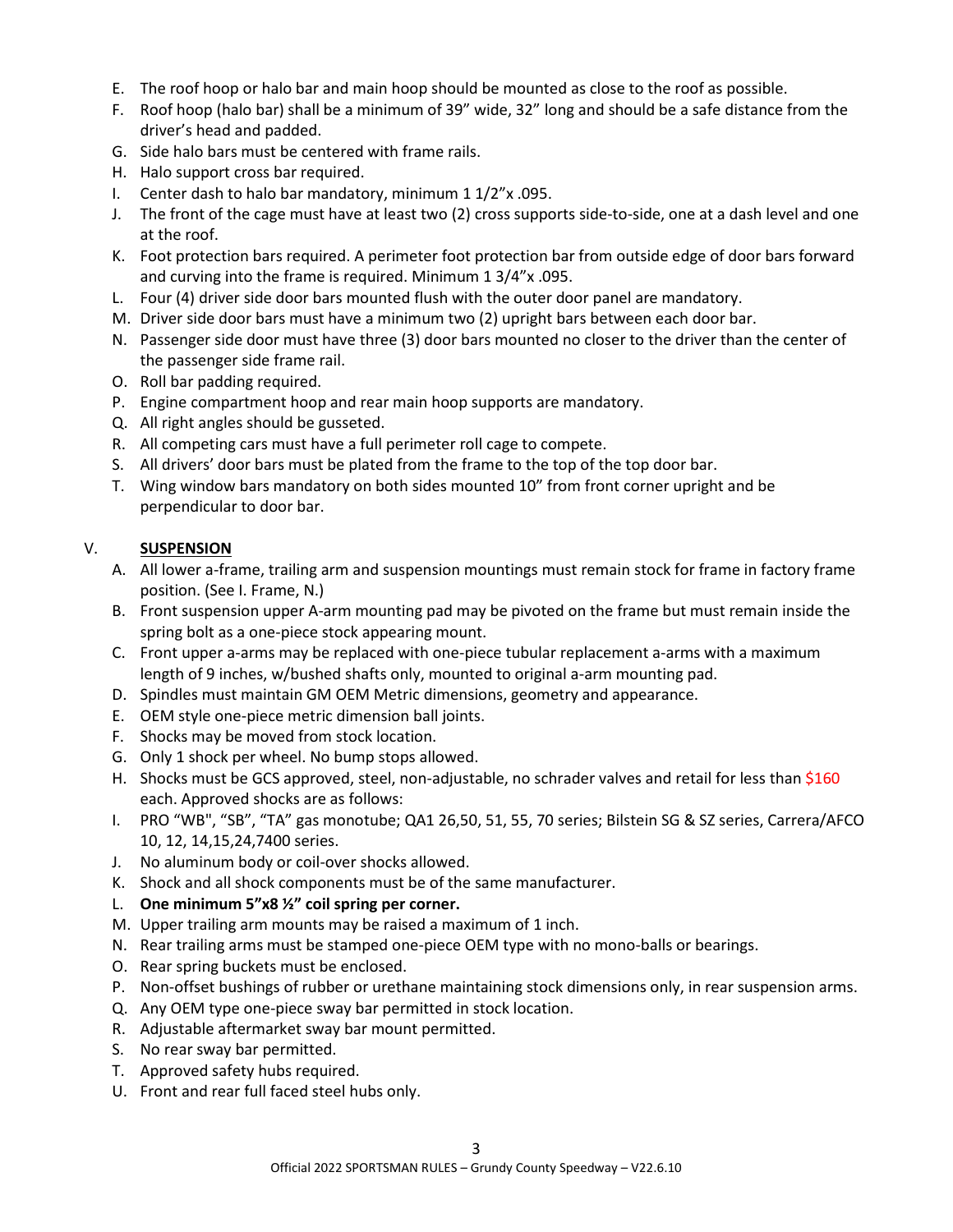E. The roof hoop or halo bar and main hoop should be mounted as close to the roof as possible.
F. Roof hoop (halo bar) shall be a minimum of 39" wide, 32" long and should be a safe distance from the driver's head and padded.
G. Side halo bars must be centered with frame rails.
H. Halo support cross bar required.
I. Center dash to halo bar mandatory, minimum 1 1/2"x .095.
J. The front of the cage must have at least two (2) cross supports side-to-side, one at a dash level and one at the roof.
K. Foot protection bars required. A perimeter foot protection bar from outside edge of door bars forward and curving into the frame is required. Minimum 1 3/4"x .095.
L. Four (4) driver side door bars mounted flush with the outer door panel are mandatory.
M. Driver side door bars must have a minimum two (2) upright bars between each door bar.
N. Passenger side door must have three (3) door bars mounted no closer to the driver than the center of the passenger side frame rail.
O. Roll bar padding required.
P. Engine compartment hoop and rear main hoop supports are mandatory.
Q. All right angles should be gusseted.
R. All competing cars must have a full perimeter roll cage to compete.
S. All drivers' door bars must be plated from the frame to the top of the top door bar.
T. Wing window bars mandatory on both sides mounted 10" from front corner upright and be perpendicular to door bar.

## V. SUSPENSION

A. All lower a-frame, trailing arm and suspension mountings must remain stock for frame in factory frame position. (See I. Frame, N.)
B. Front suspension upper A-arm mounting pad may be pivoted on the frame but must remain inside the spring bolt as a one-piece stock appearing mount.
C. Front upper a-arms may be replaced with one-piece tubular replacement a-arms with a maximum length of 9 inches, w/bushed shafts only, mounted to original a-arm mounting pad.
D. Spindles must maintain GM OEM Metric dimensions, geometry and appearance.
E. OEM style one-piece metric dimension ball joints.
F. Shocks may be moved from stock location.
G. Only 1 shock per wheel. No bump stops allowed.
H. Shocks must be GCS approved, steel, non-adjustable, no schrader valves and retail for less than $160 each. Approved shocks are as follows:
I. PRO "WB", "SB", "TA" gas monotube; QA1 26,50, 51, 55, 70 series; Bilstein SG & SZ series, Carrera/AFCO 10, 12, 14,15,24,7400 series.
J. No aluminum body or coil-over shocks allowed.
K. Shock and all shock components must be of the same manufacturer.
L. **One minimum 5"x8 ½" coil spring per corner.**
M. Upper trailing arm mounts may be raised a maximum of 1 inch.
N. Rear trailing arms must be stamped one-piece OEM type with no mono-balls or bearings.
O. Rear spring buckets must be enclosed.
P. Non-offset bushings of rubber or urethane maintaining stock dimensions only, in rear suspension arms.
Q. Any OEM type one-piece sway bar permitted in stock location.
R. Adjustable aftermarket sway bar mount permitted.
S. No rear sway bar permitted.
T. Approved safety hubs required.
U. Front and rear full faced steel hubs only.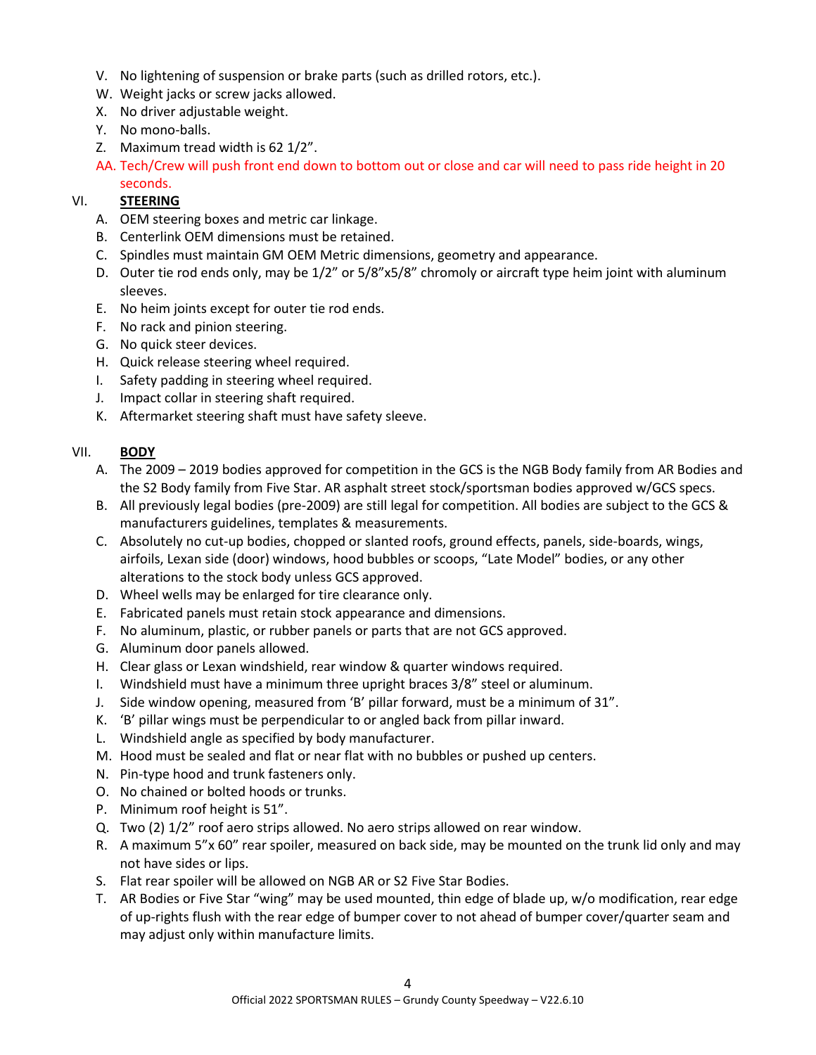V. No lightening of suspension or brake parts (such as drilled rotors, etc.).
W. Weight jacks or screw jacks allowed.
X. No driver adjustable weight.
Y. No mono-balls.
Z. Maximum tread width is 62 1/2".
AA. Tech/Crew will push front end down to bottom out or close and car will need to pass ride height in 20 seconds.

## VI. STEERING

A. OEM steering boxes and metric car linkage.
B. Centerlink OEM dimensions must be retained.
C. Spindles must maintain GM OEM Metric dimensions, geometry and appearance.
D. Outer tie rod ends only, may be 1/2" or 5/8"x5/8" chromoly or aircraft type heim joint with aluminum sleeves.
E. No heim joints except for outer tie rod ends.
F. No rack and pinion steering.
G. No quick steer devices.
H. Quick release steering wheel required.
I. Safety padding in steering wheel required.
J. Impact collar in steering shaft required.
K. Aftermarket steering shaft must have safety sleeve.

## VII. BODY

A. The 2009 – 2019 bodies approved for competition in the GCS is the NGB Body family from AR Bodies and the S2 Body family from Five Star. AR asphalt street stock/sportsman bodies approved w/GCS specs.
B. All previously legal bodies (pre-2009) are still legal for competition. All bodies are subject to the GCS & manufacturers guidelines, templates & measurements.
C. Absolutely no cut-up bodies, chopped or slanted roofs, ground effects, panels, side-boards, wings, airfoils, Lexan side (door) windows, hood bubbles or scoops, "Late Model" bodies, or any other alterations to the stock body unless GCS approved.
D. Wheel wells may be enlarged for tire clearance only.
E. Fabricated panels must retain stock appearance and dimensions.
F. No aluminum, plastic, or rubber panels or parts that are not GCS approved.
G. Aluminum door panels allowed.
H. Clear glass or Lexan windshield, rear window & quarter windows required.
I. Windshield must have a minimum three upright braces 3/8" steel or aluminum.
J. Side window opening, measured from 'B' pillar forward, must be a minimum of 31".
K. 'B' pillar wings must be perpendicular to or angled back from pillar inward.
L. Windshield angle as specified by body manufacturer.
M. Hood must be sealed and flat or near flat with no bubbles or pushed up centers.
N. Pin-type hood and trunk fasteners only.
O. No chained or bolted hoods or trunks.
P. Minimum roof height is 51".
Q. Two (2) 1/2" roof aero strips allowed. No aero strips allowed on rear window.
R. A maximum 5"x 60" rear spoiler, measured on back side, may be mounted on the trunk lid only and may not have sides or lips.
S. Flat rear spoiler will be allowed on NGB AR or S2 Five Star Bodies.
T. AR Bodies or Five Star "wing" may be used mounted, thin edge of blade up, w/o modification, rear edge of up-rights flush with the rear edge of bumper cover to not ahead of bumper cover/quarter seam and may adjust only within manufacture limits.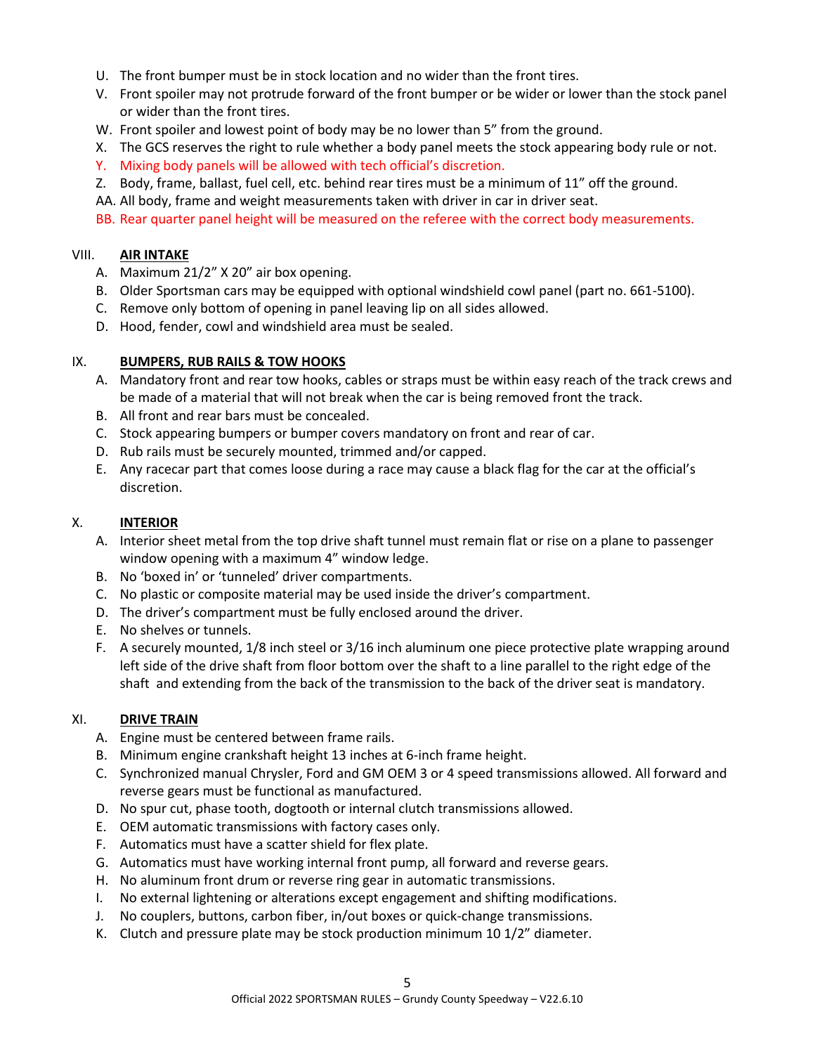U. The front bumper must be in stock location and no wider than the front tires.

V. Front spoiler may not protrude forward of the front bumper or be wider or lower than the stock panel or wider than the front tires.

W. Front spoiler and lowest point of body may be no lower than 5” from the ground.

X. The GCS reserves the right to rule whether a body panel meets the stock appearing body rule or not.

Y. Mixing body panels will be allowed with tech official’s discretion.

Z. Body, frame, ballast, fuel cell, etc. behind rear tires must be a minimum of 11” off the ground.

AA. All body, frame and weight measurements taken with driver in car in driver seat.

BB. Rear quarter panel height will be measured on the referee with the correct body measurements.

## VIII. **AIR INTAKE**

A. Maximum 21/2” X 20” air box opening.

B. Older Sportsman cars may be equipped with optional windshield cowl panel (part no. 661-5100).

C. Remove only bottom of opening in panel leaving lip on all sides allowed.

D. Hood, fender, cowl and windshield area must be sealed.

## IX. **BUMPERS, RUB RAILS & TOW HOOKS**

A. Mandatory front and rear tow hooks, cables or straps must be within easy reach of the track crews and be made of a material that will not break when the car is being removed front the track.

B. All front and rear bars must be concealed.

C. Stock appearing bumpers or bumper covers mandatory on front and rear of car.

D. Rub rails must be securely mounted, trimmed and/or capped.

E. Any racecar part that comes loose during a race may cause a black flag for the car at the official’s discretion.

## X. **INTERIOR**

A. Interior sheet metal from the top drive shaft tunnel must remain flat or rise on a plane to passenger window opening with a maximum 4” window ledge.

B. No ‘boxed in’ or ‘tunneled’ driver compartments.

C. No plastic or composite material may be used inside the driver’s compartment.

D. The driver’s compartment must be fully enclosed around the driver.

E. No shelves or tunnels.

F. A securely mounted, 1/8 inch steel or 3/16 inch aluminum one piece protective plate wrapping around left side of the drive shaft from floor bottom over the shaft to a line parallel to the right edge of the shaft and extending from the back of the transmission to the back of the driver seat is mandatory.

## XI. **DRIVE TRAIN**

A. Engine must be centered between frame rails.

B. Minimum engine crankshaft height 13 inches at 6-inch frame height.

C. Synchronized manual Chrysler, Ford and GM OEM 3 or 4 speed transmissions allowed. All forward and reverse gears must be functional as manufactured.

D. No spur cut, phase tooth, dogtooth or internal clutch transmissions allowed.

E. OEM automatic transmissions with factory cases only.

F. Automatics must have a scatter shield for flex plate.

G. Automatics must have working internal front pump, all forward and reverse gears.

H. No aluminum front drum or reverse ring gear in automatic transmissions.

I. No external lightening or alterations except engagement and shifting modifications.

J. No couplers, buttons, carbon fiber, in/out boxes or quick-change transmissions.

K. Clutch and pressure plate may be stock production minimum 10 1/2” diameter.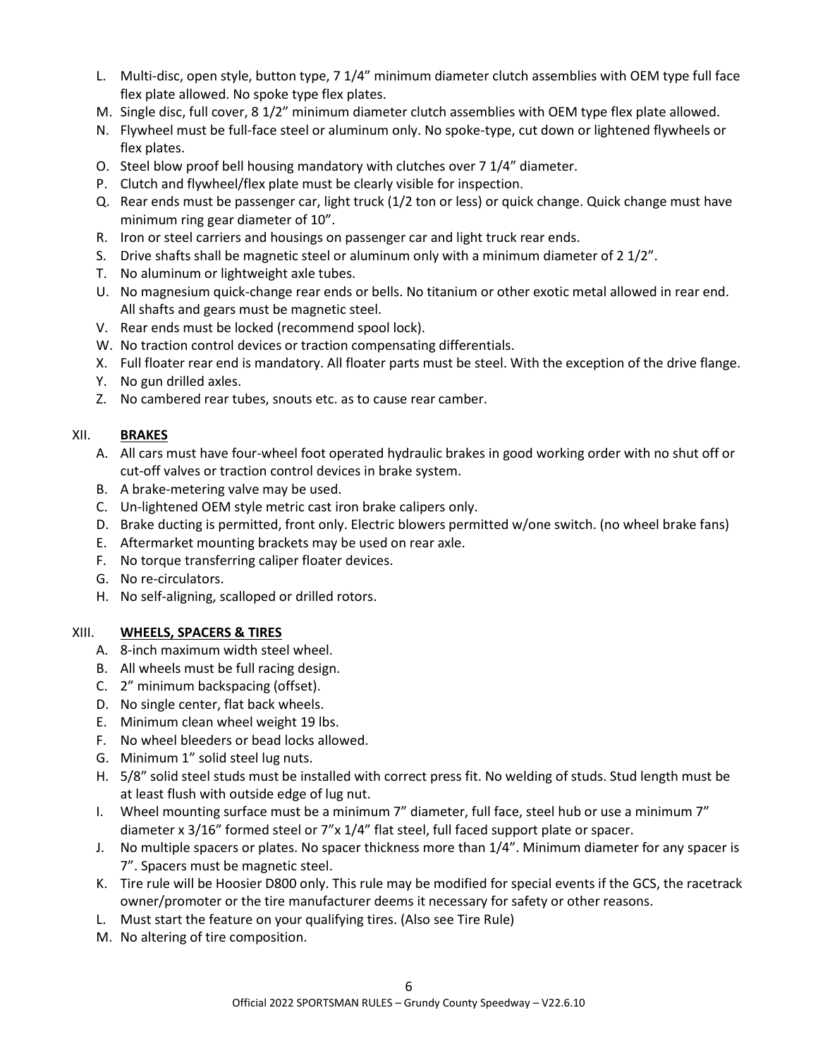L. Multi-disc, open style, button type, 7 1/4” minimum diameter clutch assemblies with OEM type full face flex plate allowed. No spoke type flex plates.
M. Single disc, full cover, 8 1/2” minimum diameter clutch assemblies with OEM type flex plate allowed.
N. Flywheel must be full-face steel or aluminum only. No spoke-type, cut down or lightened flywheels or flex plates.
O. Steel blow proof bell housing mandatory with clutches over 7 1/4” diameter.
P. Clutch and flywheel/flex plate must be clearly visible for inspection.
Q. Rear ends must be passenger car, light truck (1/2 ton or less) or quick change. Quick change must have minimum ring gear diameter of 10”.
R. Iron or steel carriers and housings on passenger car and light truck rear ends.
S. Drive shafts shall be magnetic steel or aluminum only with a minimum diameter of 2 1/2”.
T. No aluminum or lightweight axle tubes.
U. No magnesium quick-change rear ends or bells. No titanium or other exotic metal allowed in rear end. All shafts and gears must be magnetic steel.
V. Rear ends must be locked (recommend spool lock).
W. No traction control devices or traction compensating differentials.
X. Full floater rear end is mandatory. All floater parts must be steel. With the exception of the drive flange.
Y. No gun drilled axles.
Z. No cambered rear tubes, snouts etc. as to cause rear camber.

## XII. BRAKES

A. All cars must have four-wheel foot operated hydraulic brakes in good working order with no shut off or cut-off valves or traction control devices in brake system.
B. A brake-metering valve may be used.
C. Un-lightened OEM style metric cast iron brake calipers only.
D. Brake ducting is permitted, front only. Electric blowers permitted w/one switch. (no wheel brake fans)
E. Aftermarket mounting brackets may be used on rear axle.
F. No torque transferring caliper floater devices.
G. No re-circulators.
H. No self-aligning, scalloped or drilled rotors.

## XIII. WHEELS, SPACERS & TIRES

A. 8-inch maximum width steel wheel.
B. All wheels must be full racing design.
C. 2” minimum backspacing (offset).
D. No single center, flat back wheels.
E. Minimum clean wheel weight 19 lbs.
F. No wheel bleeders or bead locks allowed.
G. Minimum 1” solid steel lug nuts.
H. 5/8” solid steel studs must be installed with correct press fit. No welding of studs. Stud length must be at least flush with outside edge of lug nut.
I. Wheel mounting surface must be a minimum 7” diameter, full face, steel hub or use a minimum 7” diameter x 3/16” formed steel or 7”x 1/4” flat steel, full faced support plate or spacer.
J. No multiple spacers or plates. No spacer thickness more than 1/4”. Minimum diameter for any spacer is 7”. Spacers must be magnetic steel.
K. Tire rule will be Hoosier D800 only. This rule may be modified for special events if the GCS, the racetrack owner/promoter or the tire manufacturer deems it necessary for safety or other reasons.
L. Must start the feature on your qualifying tires. (Also see Tire Rule)
M. No altering of tire composition.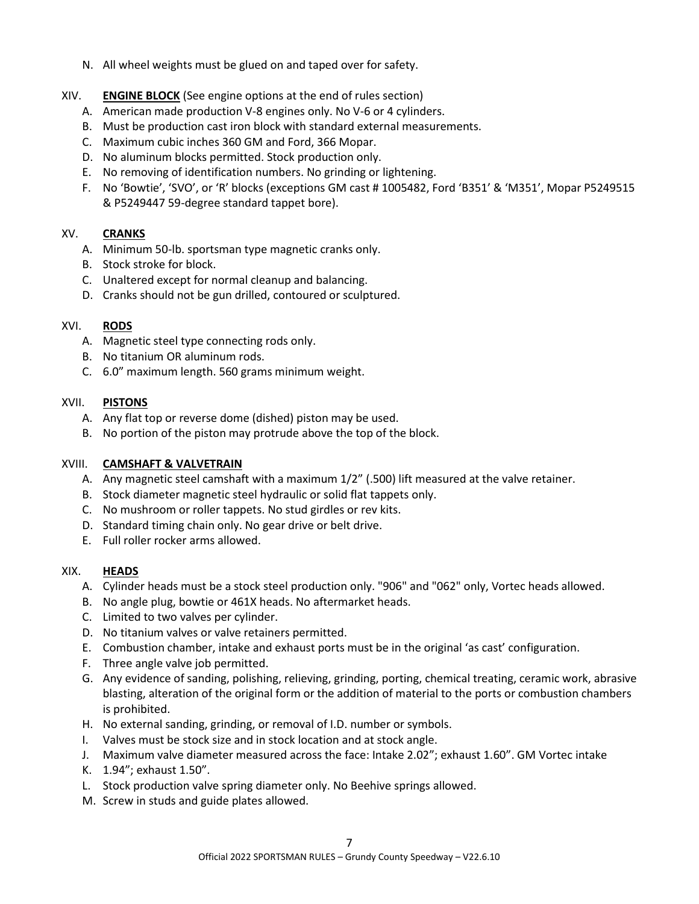N. All wheel weights must be glued on and taped over for safety.

XIV. **ENGINE BLOCK** (See engine options at the end of rules section)

A. American made production V-8 engines only. No V-6 or 4 cylinders.
B. Must be production cast iron block with standard external measurements.
C. Maximum cubic inches 360 GM and Ford, 366 Mopar.
D. No aluminum blocks permitted. Stock production only.
E. No removing of identification numbers. No grinding or lightening.
F. No 'Bowtie', 'SVO', or 'R' blocks (exceptions GM cast # 1005482, Ford 'B351' & 'M351', Mopar P5249515 & P5249447 59-degree standard tappet bore).

XV. **CRANKS**

A. Minimum 50-lb. sportsman type magnetic cranks only.
B. Stock stroke for block.
C. Unaltered except for normal cleanup and balancing.
D. Cranks should not be gun drilled, contoured or sculptured.

XVI. **RODS**

A. Magnetic steel type connecting rods only.
B. No titanium OR aluminum rods.
C. 6.0" maximum length. 560 grams minimum weight.

XVII. **PISTONS**

A. Any flat top or reverse dome (dished) piston may be used.
B. No portion of the piston may protrude above the top of the block.

XVIII. **CAMSHAFT & VALVETRAIN**

A. Any magnetic steel camshaft with a maximum 1/2" (.500) lift measured at the valve retainer.
B. Stock diameter magnetic steel hydraulic or solid flat tappets only.
C. No mushroom or roller tappets. No stud girdles or rev kits.
D. Standard timing chain only. No gear drive or belt drive.
E. Full roller rocker arms allowed.

XIX. **HEADS**

A. Cylinder heads must be a stock steel production only. "906" and "062" only, Vortec heads allowed.
B. No angle plug, bowtie or 461X heads. No aftermarket heads.
C. Limited to two valves per cylinder.
D. No titanium valves or valve retainers permitted.
E. Combustion chamber, intake and exhaust ports must be in the original 'as cast' configuration.
F. Three angle valve job permitted.
G. Any evidence of sanding, polishing, relieving, grinding, porting, chemical treating, ceramic work, abrasive blasting, alteration of the original form or the addition of material to the ports or combustion chambers is prohibited.
H. No external sanding, grinding, or removal of I.D. number or symbols.
I. Valves must be stock size and in stock location and at stock angle.
J. Maximum valve diameter measured across the face: Intake 2.02"; exhaust 1.60". GM Vortec intake
K. 1.94"; exhaust 1.50".
L. Stock production valve spring diameter only. No Beehive springs allowed.
M. Screw in studs and guide plates allowed.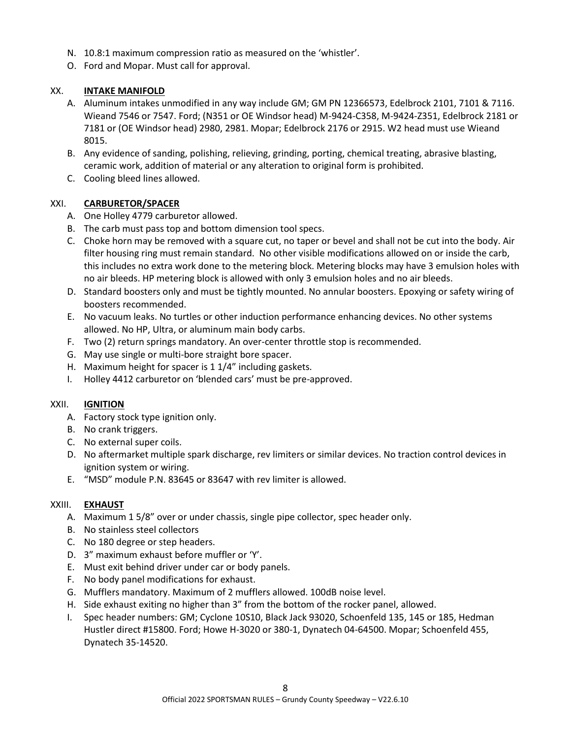N. 10.8:1 maximum compression ratio as measured on the 'whistler'.
O. Ford and Mopar. Must call for approval.

## XX. INTAKE MANIFOLD

A. Aluminum intakes unmodified in any way include GM; GM PN 12366573, Edelbrock 2101, 7101 & 7116. Wieand 7546 or 7547. Ford; (N351 or OE Windsor head) M-9424-C358, M-9424-Z351, Edelbrock 2181 or 7181 or (OE Windsor head) 2980, 2981. Mopar; Edelbrock 2176 or 2915. W2 head must use Wieand 8015.
B. Any evidence of sanding, polishing, relieving, grinding, porting, chemical treating, abrasive blasting, ceramic work, addition of material or any alteration to original form is prohibited.
C. Cooling bleed lines allowed.

## XXI. CARBURETOR/SPACER

A. One Holley 4779 carburetor allowed.
B. The carb must pass top and bottom dimension tool specs.
C. Choke horn may be removed with a square cut, no taper or bevel and shall not be cut into the body. Air filter housing ring must remain standard. No other visible modifications allowed on or inside the carb, this includes no extra work done to the metering block. Metering blocks may have 3 emulsion holes with no air bleeds. HP metering block is allowed with only 3 emulsion holes and no air bleeds.
D. Standard boosters only and must be tightly mounted. No annular boosters. Epoxying or safety wiring of boosters recommended.
E. No vacuum leaks. No turtles or other induction performance enhancing devices. No other systems allowed. No HP, Ultra, or aluminum main body carbs.
F. Two (2) return springs mandatory. An over-center throttle stop is recommended.
G. May use single or multi-bore straight bore spacer.
H. Maximum height for spacer is 1 1/4" including gaskets.
I. Holley 4412 carburetor on 'blended cars' must be pre-approved.

## XXII. IGNITION

A. Factory stock type ignition only.
B. No crank triggers.
C. No external super coils.
D. No aftermarket multiple spark discharge, rev limiters or similar devices. No traction control devices in ignition system or wiring.
E. "MSD" module P.N. 83645 or 83647 with rev limiter is allowed.

## XXIII. EXHAUST

A. Maximum 1 5/8" over or under chassis, single pipe collector, spec header only.
B. No stainless steel collectors
C. No 180 degree or step headers.
D. 3" maximum exhaust before muffler or 'Y'.
E. Must exit behind driver under car or body panels.
F. No body panel modifications for exhaust.
G. Mufflers mandatory. Maximum of 2 mufflers allowed. 100dB noise level.
H. Side exhaust exiting no higher than 3" from the bottom of the rocker panel, allowed.
I. Spec header numbers: GM; Cyclone 10S10, Black Jack 93020, Schoenfeld 135, 145 or 185, Hedman Hustler direct #15800. Ford; Howe H-3020 or 380-1, Dynatech 04-64500. Mopar; Schoenfeld 455, Dynatech 35-14520.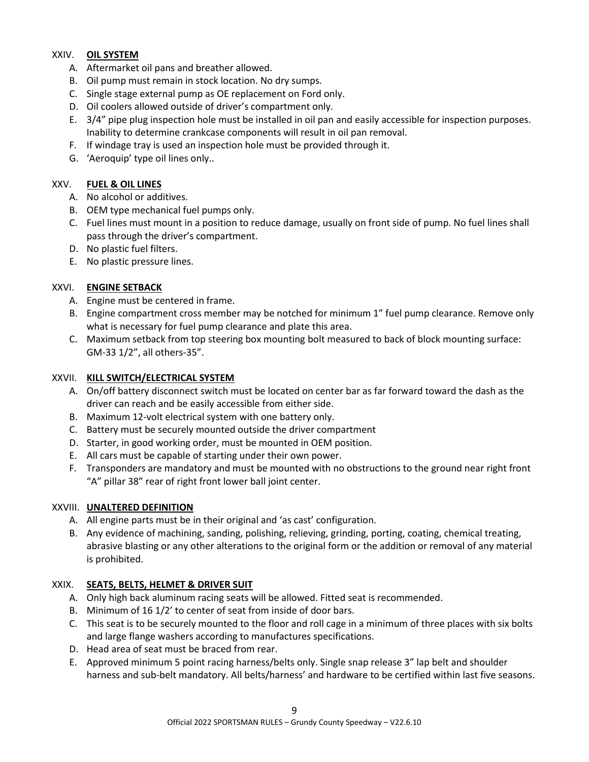XXIV. **OIL SYSTEM**

A. Aftermarket oil pans and breather allowed.
B. Oil pump must remain in stock location. No dry sumps.
C. Single stage external pump as OE replacement on Ford only.
D. Oil coolers allowed outside of driver's compartment only.
E. 3/4" pipe plug inspection hole must be installed in oil pan and easily accessible for inspection purposes. Inability to determine crankcase components will result in oil pan removal.
F. If windage tray is used an inspection hole must be provided through it.
G. 'Aeroquip' type oil lines only..

XXV. **FUEL & OIL LINES**

A. No alcohol or additives.
B. OEM type mechanical fuel pumps only.
C. Fuel lines must mount in a position to reduce damage, usually on front side of pump. No fuel lines shall pass through the driver's compartment.
D. No plastic fuel filters.
E. No plastic pressure lines.

XXVI. **ENGINE SETBACK**

A. Engine must be centered in frame.
B. Engine compartment cross member may be notched for minimum 1" fuel pump clearance. Remove only what is necessary for fuel pump clearance and plate this area.
C. Maximum setback from top steering box mounting bolt measured to back of block mounting surface: GM-33 1/2", all others-35".

XXVII. **KILL SWITCH/ELECTRICAL SYSTEM**

A. On/off battery disconnect switch must be located on center bar as far forward toward the dash as the driver can reach and be easily accessible from either side.
B. Maximum 12-volt electrical system with one battery only.
C. Battery must be securely mounted outside the driver compartment
D. Starter, in good working order, must be mounted in OEM position.
E. All cars must be capable of starting under their own power.
F. Transponders are mandatory and must be mounted with no obstructions to the ground near right front "A" pillar 38" rear of right front lower ball joint center.

XXVIII. **UNALTERED DEFINITION**

A. All engine parts must be in their original and 'as cast' configuration.
B. Any evidence of machining, sanding, polishing, relieving, grinding, porting, coating, chemical treating, abrasive blasting or any other alterations to the original form or the addition or removal of any material is prohibited.

XXIX. **SEATS, BELTS, HELMET & DRIVER SUIT**

A. Only high back aluminum racing seats will be allowed. Fitted seat is recommended.
B. Minimum of 16 1/2' to center of seat from inside of door bars.
C. This seat is to be securely mounted to the floor and roll cage in a minimum of three places with six bolts and large flange washers according to manufactures specifications.
D. Head area of seat must be braced from rear.
E. Approved minimum 5 point racing harness/belts only. Single snap release 3" lap belt and shoulder harness and sub-belt mandatory. All belts/harness' and hardware to be certified within last five seasons.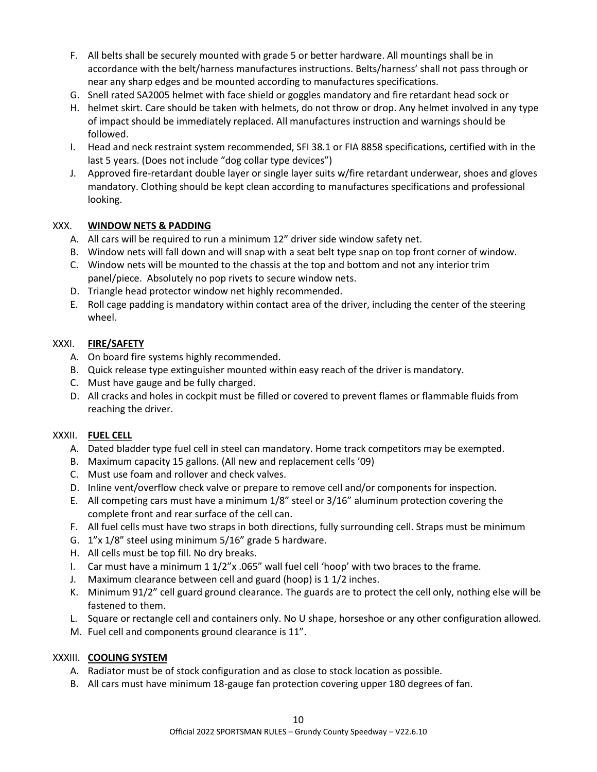F. All belts shall be securely mounted with grade 5 or better hardware. All mountings shall be in accordance with the belt/harness manufactures instructions. Belts/harness' shall not pass through or near any sharp edges and be mounted according to manufactures specifications.
G. Snell rated SA2005 helmet with face shield or goggles mandatory and fire retardant head sock or
H. helmet skirt. Care should be taken with helmets, do not throw or drop. Any helmet involved in any type of impact should be immediately replaced. All manufactures instruction and warnings should be followed.
I. Head and neck restraint system recommended, SFI 38.1 or FIA 8858 specifications, certified with in the last 5 years. (Does not include "dog collar type devices")
J. Approved fire-retardant double layer or single layer suits w/fire retardant underwear, shoes and gloves mandatory. Clothing should be kept clean according to manufactures specifications and professional looking.

XXX. **WINDOW NETS & PADDING**

A. All cars will be required to run a minimum 12" driver side window safety net.
B. Window nets will fall down and will snap with a seat belt type snap on top front corner of window.
C. Window nets will be mounted to the chassis at the top and bottom and not any interior trim panel/piece. Absolutely no pop rivets to secure window nets.
D. Triangle head protector window net highly recommended.
E. Roll cage padding is mandatory within contact area of the driver, including the center of the steering wheel.

XXXI. **FIRE/SAFETY**

A. On board fire systems highly recommended.
B. Quick release type extinguisher mounted within easy reach of the driver is mandatory.
C. Must have gauge and be fully charged.
D. All cracks and holes in cockpit must be filled or covered to prevent flames or flammable fluids from reaching the driver.

XXXII. **FUEL CELL**

A. Dated bladder type fuel cell in steel can mandatory. Home track competitors may be exempted.
B. Maximum capacity 15 gallons. (All new and replacement cells '09)
C. Must use foam and rollover and check valves.
D. Inline vent/overflow check valve or prepare to remove cell and/or components for inspection.
E. All competing cars must have a minimum 1/8" steel or 3/16" aluminum protection covering the complete front and rear surface of the cell can.
F. All fuel cells must have two straps in both directions, fully surrounding cell. Straps must be minimum
G. 1"x 1/8" steel using minimum 5/16" grade 5 hardware.
H. All cells must be top fill. No dry breaks.
I. Car must have a minimum 1 1/2"x .065" wall fuel cell 'hoop' with two braces to the frame.
J. Maximum clearance between cell and guard (hoop) is 1 1/2 inches.
K. Minimum 91/2" cell guard ground clearance. The guards are to protect the cell only, nothing else will be fastened to them.
L. Square or rectangle cell and containers only. No U shape, horseshoe or any other configuration allowed.
M. Fuel cell and components ground clearance is 11".

XXXIII. **COOLING SYSTEM**

A. Radiator must be of stock configuration and as close to stock location as possible.
B. All cars must have minimum 18-gauge fan protection covering upper 180 degrees of fan.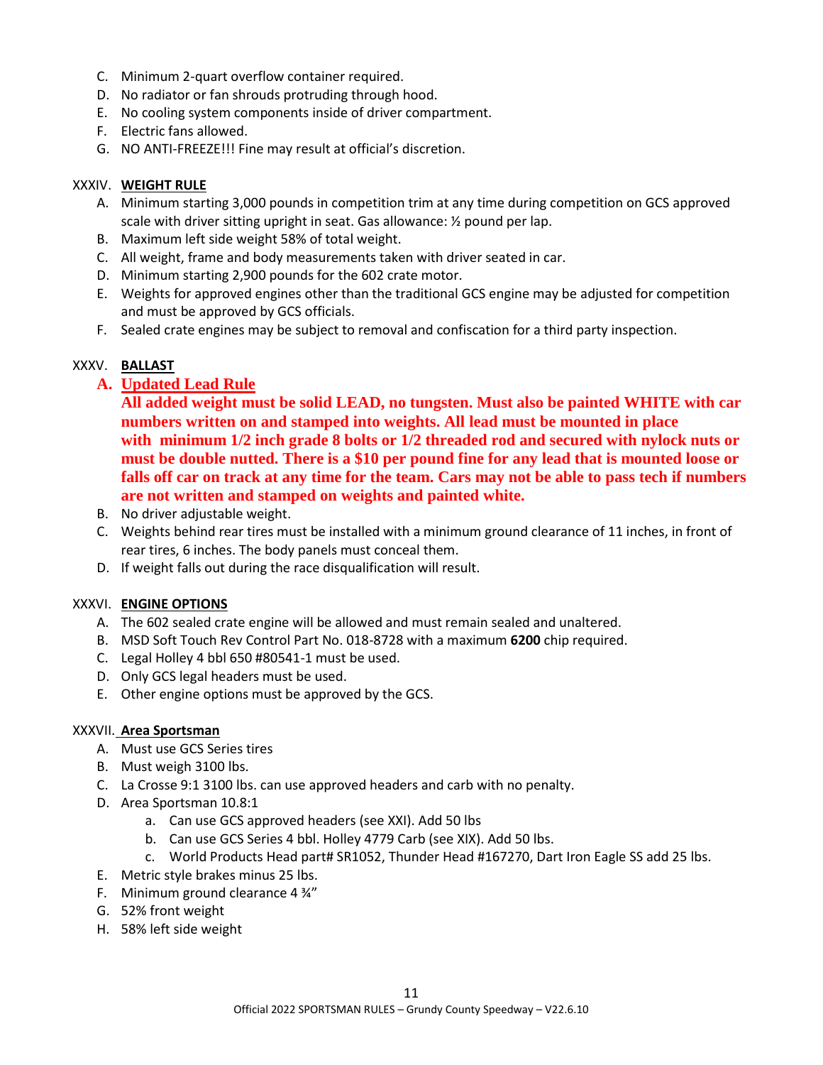C. Minimum 2-quart overflow container required.
D. No radiator or fan shrouds protruding through hood.
E. No cooling system components inside of driver compartment.
F. Electric fans allowed.
G. NO ANTI-FREEZE!!! Fine may result at official's discretion.

XXXIV. **WEIGHT RULE**

A. Minimum starting 3,000 pounds in competition trim at any time during competition on GCS approved scale with driver sitting upright in seat. Gas allowance: ½ pound per lap.
B. Maximum left side weight 58% of total weight.
C. All weight, frame and body measurements taken with driver seated in car.
D. Minimum starting 2,900 pounds for the 602 crate motor.
E. Weights for approved engines other than the traditional GCS engine may be adjusted for competition and must be approved by GCS officials.
F. Sealed crate engines may be subject to removal and confiscation for a third party inspection.

XXXV. **BALLAST**

A. **Updated Lead Rule**
**All added weight must be solid LEAD, no tungsten. Must also be painted WHITE with car numbers written on and stamped into weights. All lead must be mounted in place with minimum 1/2 inch grade 8 bolts or 1/2 threaded rod and secured with nylock nuts or must be double nutted. There is a $10 per pound fine for any lead that is mounted loose or falls off car on track at any time for the team. Cars may not be able to pass tech if numbers are not written and stamped on weights and painted white.**
B. No driver adjustable weight.
C. Weights behind rear tires must be installed with a minimum ground clearance of 11 inches, in front of rear tires, 6 inches. The body panels must conceal them.
D. If weight falls out during the race disqualification will result.

XXXVI. **ENGINE OPTIONS**

A. The 602 sealed crate engine will be allowed and must remain sealed and unaltered.
B. MSD Soft Touch Rev Control Part No. 018-8728 with a maximum **6200** chip required.
C. Legal Holley 4 bbl 650 #80541-1 must be used.
D. Only GCS legal headers must be used.
E. Other engine options must be approved by the GCS.

XXXVII. **Area Sportsman**

A. Must use GCS Series tires
B. Must weigh 3100 lbs.
C. La Crosse 9:1 3100 lbs. can use approved headers and carb with no penalty.
D. Area Sportsman 10.8:1
   a. Can use GCS approved headers (see XXI). Add 50 lbs
   b. Can use GCS Series 4 bbl. Holley 4779 Carb (see XIX). Add 50 lbs.
   c. World Products Head part# SR1052, Thunder Head #167270, Dart Iron Eagle SS add 25 lbs.
E. Metric style brakes minus 25 lbs.
F. Minimum ground clearance 4 ¾"
G. 52% front weight
H. 58% left side weight